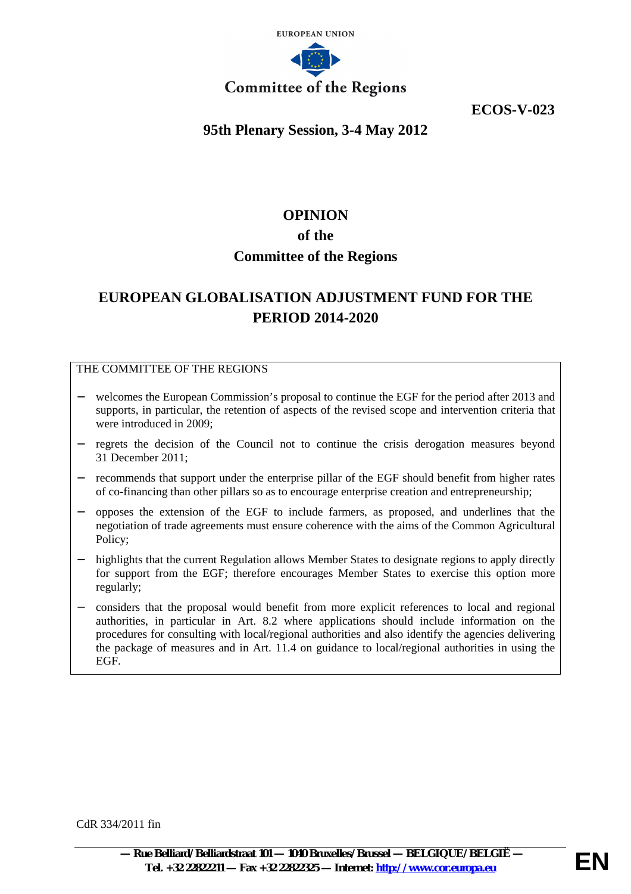EUROPEAN UNION

Committee of the Regions

**ECOS-V-023**

**95th Plenary Session, 3-4 May 2012**

# OPINION
# of the
# Committee of the Regions

## EUROPEAN GLOBALISATION ADJUSTMENT FUND FOR THE PERIOD 2014-2020

THE COMMITTEE OF THE REGIONS

- welcomes the European Commission's proposal to continue the EGF for the period after 2013 and supports, in particular, the retention of aspects of the revised scope and intervention criteria that were introduced in 2009;
- regrets the decision of the Council not to continue the crisis derogation measures beyond 31 December 2011;
- recommends that support under the enterprise pillar of the EGF should benefit from higher rates of co-financing than other pillars so as to encourage enterprise creation and entrepreneurship;
- opposes the extension of the EGF to include farmers, as proposed, and underlines that the negotiation of trade agreements must ensure coherence with the aims of the Common Agricultural Policy;
- highlights that the current Regulation allows Member States to designate regions to apply directly for support from the EGF; therefore encourages Member States to exercise this option more regularly;
- considers that the proposal would benefit from more explicit references to local and regional authorities, in particular in Art. 8.2 where applications should include information on the procedures for consulting with local/regional authorities and also identify the agencies delivering the package of measures and in Art. 11.4 on guidance to local/regional authorities in using the EGF.

CdR 334/2011 fin

— Rue Belliard/Belliardstraat 101 — 1040 Bruxelles/Brussel — BELGIQUE/BELGIË —
Tel. +32 22822211 — Fax +32 22822325 — Internet: http://www.cor.europa.eu

EN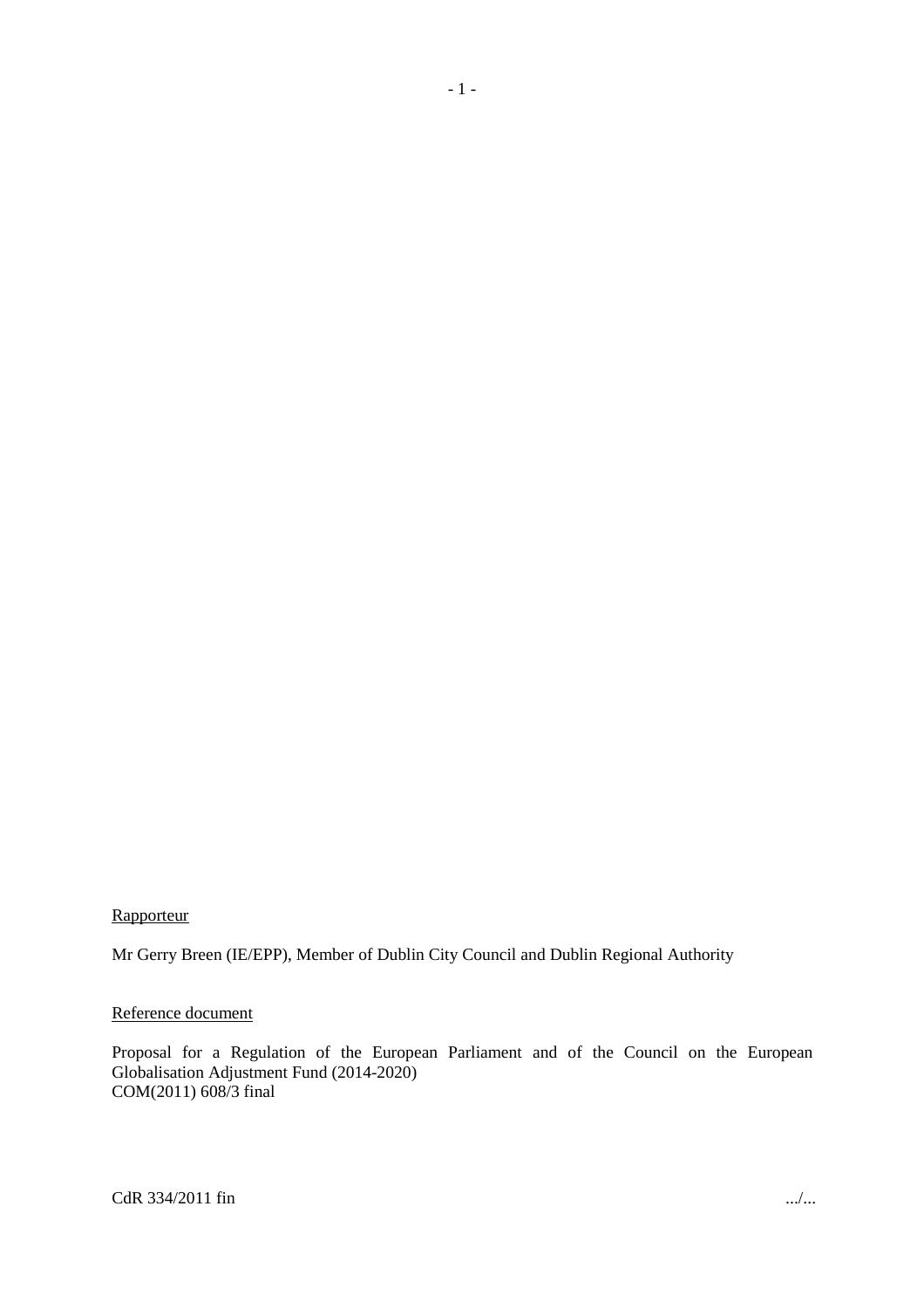Rapporteur

Mr Gerry Breen (IE/EPP), Member of Dublin City Council and Dublin Regional Authority

Reference document

Proposal for a Regulation of the European Parliament and of the Council on the European Globalisation Adjustment Fund (2014-2020)
COM(2011) 608/3 final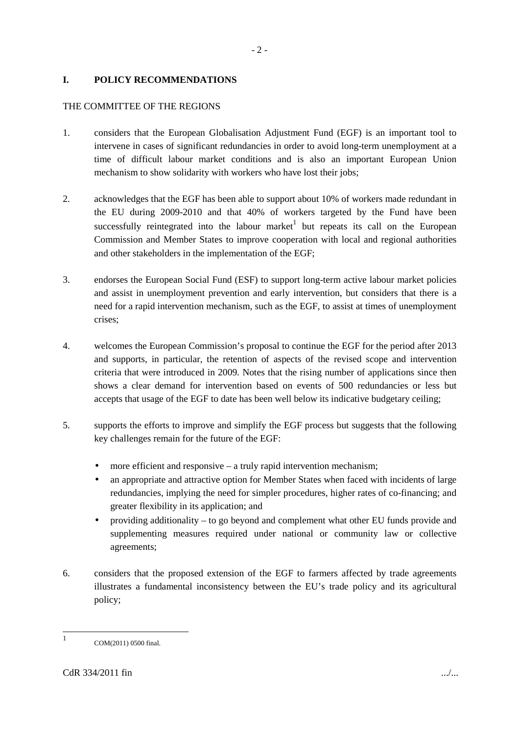## I. POLICY RECOMMENDATIONS

THE COMMITTEE OF THE REGIONS

1. considers that the European Globalisation Adjustment Fund (EGF) is an important tool to intervene in cases of significant redundancies in order to avoid long-term unemployment at a time of difficult labour market conditions and is also an important European Union mechanism to show solidarity with workers who have lost their jobs;

2. acknowledges that the EGF has been able to support about 10% of workers made redundant in the EU during 2009-2010 and that 40% of workers targeted by the Fund have been successfully reintegrated into the labour market[1] but repeats its call on the European Commission and Member States to improve cooperation with local and regional authorities and other stakeholders in the implementation of the EGF;

3. endorses the European Social Fund (ESF) to support long-term active labour market policies and assist in unemployment prevention and early intervention, but considers that there is a need for a rapid intervention mechanism, such as the EGF, to assist at times of unemployment crises;

4. welcomes the European Commission's proposal to continue the EGF for the period after 2013 and supports, in particular, the retention of aspects of the revised scope and intervention criteria that were introduced in 2009. Notes that the rising number of applications since then shows a clear demand for intervention based on events of 500 redundancies or less but accepts that usage of the EGF to date has been well below its indicative budgetary ceiling;

5. supports the efforts to improve and simplify the EGF process but suggests that the following key challenges remain for the future of the EGF:

   - more efficient and responsive – a truly rapid intervention mechanism;
   - an appropriate and attractive option for Member States when faced with incidents of large redundancies, implying the need for simpler procedures, higher rates of co-financing; and greater flexibility in its application; and
   - providing additionality – to go beyond and complement what other EU funds provide and supplementing measures required under national or community law or collective agreements;

6. considers that the proposed extension of the EGF to farmers affected by trade agreements illustrates a fundamental inconsistency between the EU's trade policy and its agricultural policy;

---

[1] COM(2011) 0500 final.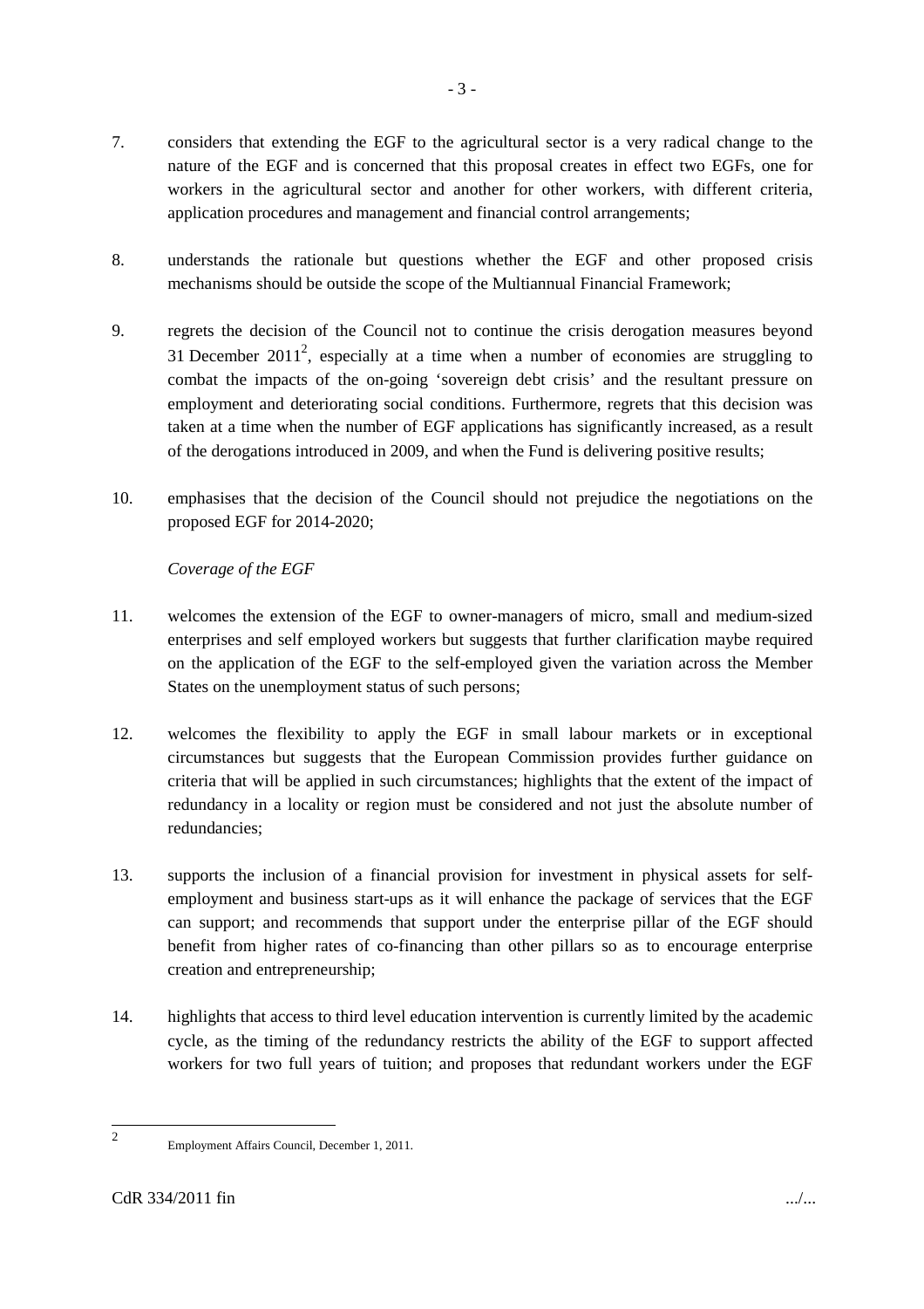7. considers that extending the EGF to the agricultural sector is a very radical change to the nature of the EGF and is concerned that this proposal creates in effect two EGFs, one for workers in the agricultural sector and another for other workers, with different criteria, application procedures and management and financial control arrangements;

8. understands the rationale but questions whether the EGF and other proposed crisis mechanisms should be outside the scope of the Multiannual Financial Framework;

9. regrets the decision of the Council not to continue the crisis derogation measures beyond 31 December 2011[2], especially at a time when a number of economies are struggling to combat the impacts of the on-going 'sovereign debt crisis' and the resultant pressure on employment and deteriorating social conditions. Furthermore, regrets that this decision was taken at a time when the number of EGF applications has significantly increased, as a result of the derogations introduced in 2009, and when the Fund is delivering positive results;

10. emphasises that the decision of the Council should not prejudice the negotiations on the proposed EGF for 2014-2020;

*Coverage of the EGF*

11. welcomes the extension of the EGF to owner-managers of micro, small and medium-sized enterprises and self employed workers but suggests that further clarification maybe required on the application of the EGF to the self-employed given the variation across the Member States on the unemployment status of such persons;

12. welcomes the flexibility to apply the EGF in small labour markets or in exceptional circumstances but suggests that the European Commission provides further guidance on criteria that will be applied in such circumstances; highlights that the extent of the impact of redundancy in a locality or region must be considered and not just the absolute number of redundancies;

13. supports the inclusion of a financial provision for investment in physical assets for self-employment and business start-ups as it will enhance the package of services that the EGF can support; and recommends that support under the enterprise pillar of the EGF should benefit from higher rates of co-financing than other pillars so as to encourage enterprise creation and entrepreneurship;

14. highlights that access to third level education intervention is currently limited by the academic cycle, as the timing of the redundancy restricts the ability of the EGF to support affected workers for two full years of tuition; and proposes that redundant workers under the EGF

---

[2] Employment Affairs Council, December 1, 2011.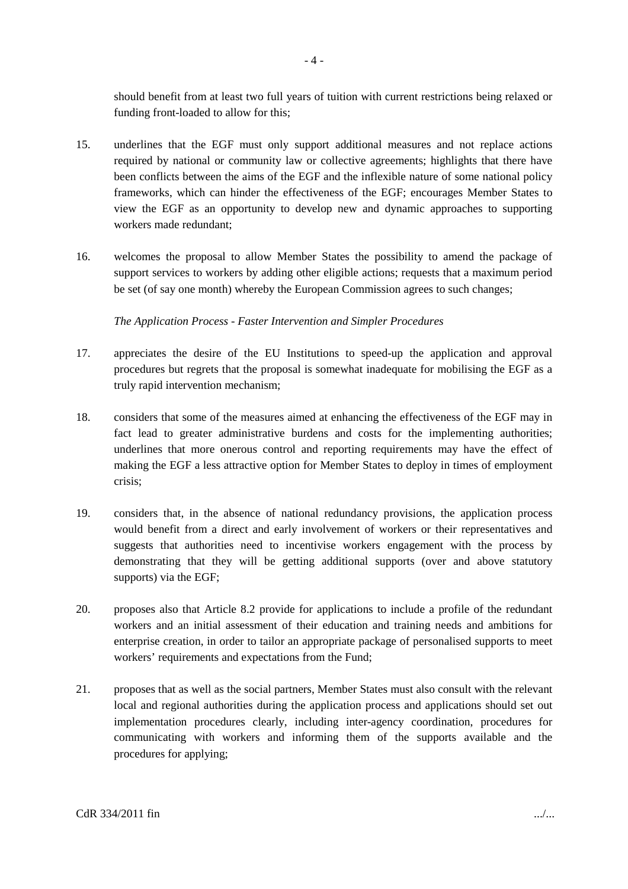should benefit from at least two full years of tuition with current restrictions being relaxed or funding front-loaded to allow for this;

15. underlines that the EGF must only support additional measures and not replace actions required by national or community law or collective agreements; highlights that there have been conflicts between the aims of the EGF and the inflexible nature of some national policy frameworks, which can hinder the effectiveness of the EGF; encourages Member States to view the EGF as an opportunity to develop new and dynamic approaches to supporting workers made redundant;

16. welcomes the proposal to allow Member States the possibility to amend the package of support services to workers by adding other eligible actions; requests that a maximum period be set (of say one month) whereby the European Commission agrees to such changes;

*The Application Process - Faster Intervention and Simpler Procedures*

17. appreciates the desire of the EU Institutions to speed-up the application and approval procedures but regrets that the proposal is somewhat inadequate for mobilising the EGF as a truly rapid intervention mechanism;

18. considers that some of the measures aimed at enhancing the effectiveness of the EGF may in fact lead to greater administrative burdens and costs for the implementing authorities; underlines that more onerous control and reporting requirements may have the effect of making the EGF a less attractive option for Member States to deploy in times of employment crisis;

19. considers that, in the absence of national redundancy provisions, the application process would benefit from a direct and early involvement of workers or their representatives and suggests that authorities need to incentivise workers engagement with the process by demonstrating that they will be getting additional supports (over and above statutory supports) via the EGF;

20. proposes also that Article 8.2 provide for applications to include a profile of the redundant workers and an initial assessment of their education and training needs and ambitions for enterprise creation, in order to tailor an appropriate package of personalised supports to meet workers' requirements and expectations from the Fund;

21. proposes that as well as the social partners, Member States must also consult with the relevant local and regional authorities during the application process and applications should set out implementation procedures clearly, including inter-agency coordination, procedures for communicating with workers and informing them of the supports available and the procedures for applying;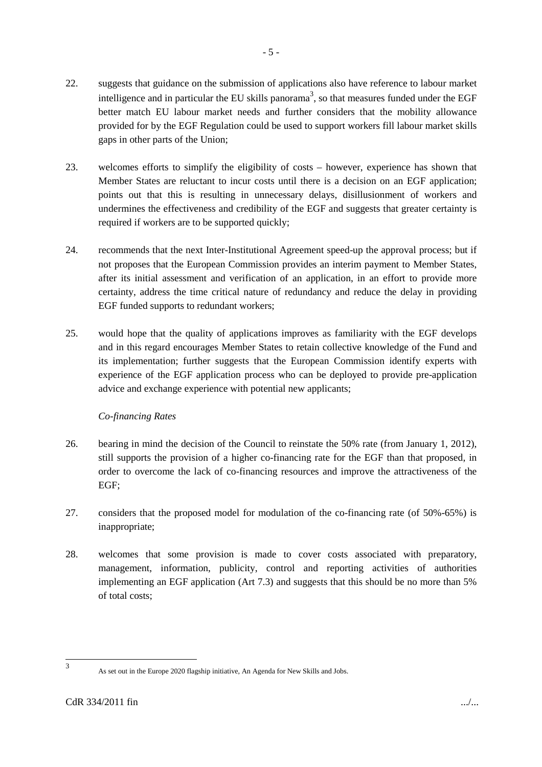22. suggests that guidance on the submission of applications also have reference to labour market intelligence and in particular the EU skills panorama[3], so that measures funded under the EGF better match EU labour market needs and further considers that the mobility allowance provided for by the EGF Regulation could be used to support workers fill labour market skills gaps in other parts of the Union;

23. welcomes efforts to simplify the eligibility of costs – however, experience has shown that Member States are reluctant to incur costs until there is a decision on an EGF application; points out that this is resulting in unnecessary delays, disillusionment of workers and undermines the effectiveness and credibility of the EGF and suggests that greater certainty is required if workers are to be supported quickly;

24. recommends that the next Inter-Institutional Agreement speed-up the approval process; but if not proposes that the European Commission provides an interim payment to Member States, after its initial assessment and verification of an application, in an effort to provide more certainty, address the time critical nature of redundancy and reduce the delay in providing EGF funded supports to redundant workers;

25. would hope that the quality of applications improves as familiarity with the EGF develops and in this regard encourages Member States to retain collective knowledge of the Fund and its implementation; further suggests that the European Commission identify experts with experience of the EGF application process who can be deployed to provide pre-application advice and exchange experience with potential new applicants;

*Co-financing Rates*

26. bearing in mind the decision of the Council to reinstate the 50% rate (from January 1, 2012), still supports the provision of a higher co-financing rate for the EGF than that proposed, in order to overcome the lack of co-financing resources and improve the attractiveness of the EGF;

27. considers that the proposed model for modulation of the co-financing rate (of 50%-65%) is inappropriate;

28. welcomes that some provision is made to cover costs associated with preparatory, management, information, publicity, control and reporting activities of authorities implementing an EGF application (Art 7.3) and suggests that this should be no more than 5% of total costs;

---

[3] As set out in the Europe 2020 flagship initiative, An Agenda for New Skills and Jobs.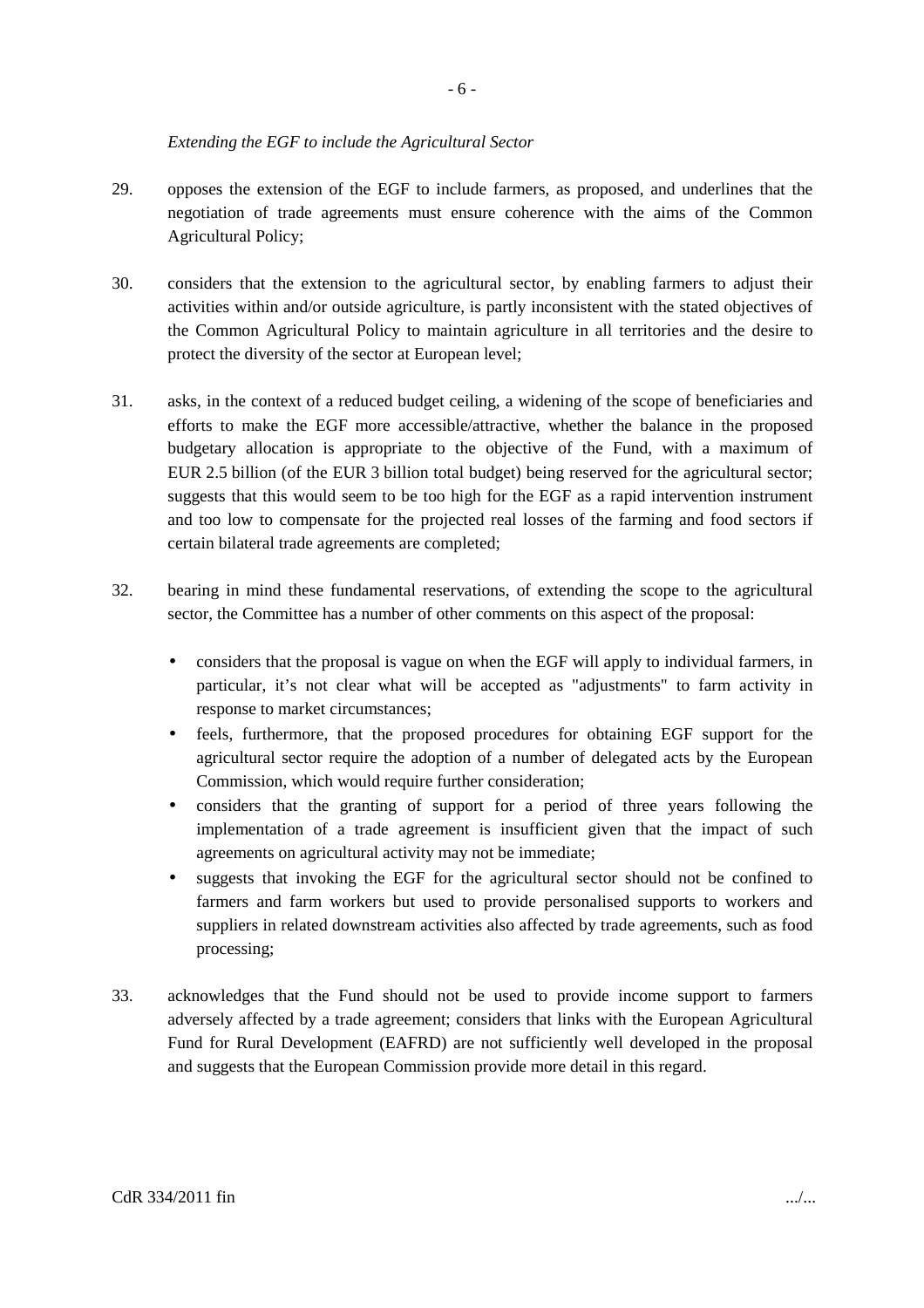*Extending the EGF to include the Agricultural Sector*

29. opposes the extension of the EGF to include farmers, as proposed, and underlines that the negotiation of trade agreements must ensure coherence with the aims of the Common Agricultural Policy;

30. considers that the extension to the agricultural sector, by enabling farmers to adjust their activities within and/or outside agriculture, is partly inconsistent with the stated objectives of the Common Agricultural Policy to maintain agriculture in all territories and the desire to protect the diversity of the sector at European level;

31. asks, in the context of a reduced budget ceiling, a widening of the scope of beneficiaries and efforts to make the EGF more accessible/attractive, whether the balance in the proposed budgetary allocation is appropriate to the objective of the Fund, with a maximum of EUR 2.5 billion (of the EUR 3 billion total budget) being reserved for the agricultural sector; suggests that this would seem to be too high for the EGF as a rapid intervention instrument and too low to compensate for the projected real losses of the farming and food sectors if certain bilateral trade agreements are completed;

32. bearing in mind these fundamental reservations, of extending the scope to the agricultural sector, the Committee has a number of other comments on this aspect of the proposal:

    - considers that the proposal is vague on when the EGF will apply to individual farmers, in particular, it's not clear what will be accepted as "adjustments" to farm activity in response to market circumstances;
    - feels, furthermore, that the proposed procedures for obtaining EGF support for the agricultural sector require the adoption of a number of delegated acts by the European Commission, which would require further consideration;
    - considers that the granting of support for a period of three years following the implementation of a trade agreement is insufficient given that the impact of such agreements on agricultural activity may not be immediate;
    - suggests that invoking the EGF for the agricultural sector should not be confined to farmers and farm workers but used to provide personalised supports to workers and suppliers in related downstream activities also affected by trade agreements, such as food processing;

33. acknowledges that the Fund should not be used to provide income support to farmers adversely affected by a trade agreement; considers that links with the European Agricultural Fund for Rural Development (EAFRD) are not sufficiently well developed in the proposal and suggests that the European Commission provide more detail in this regard.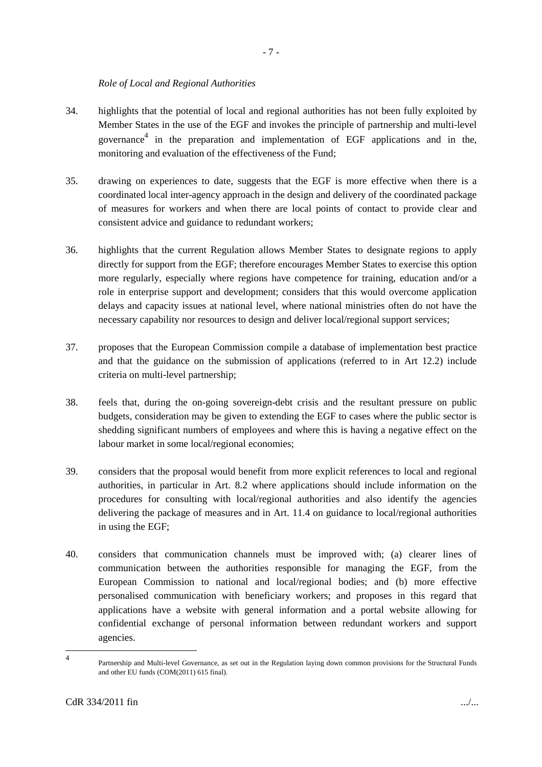*Role of Local and Regional Authorities*

34. highlights that the potential of local and regional authorities has not been fully exploited by Member States in the use of the EGF and invokes the principle of partnership and multi-level governance[4] in the preparation and implementation of EGF applications and in the, monitoring and evaluation of the effectiveness of the Fund;

35. drawing on experiences to date, suggests that the EGF is more effective when there is a coordinated local inter-agency approach in the design and delivery of the coordinated package of measures for workers and when there are local points of contact to provide clear and consistent advice and guidance to redundant workers;

36. highlights that the current Regulation allows Member States to designate regions to apply directly for support from the EGF; therefore encourages Member States to exercise this option more regularly, especially where regions have competence for training, education and/or a role in enterprise support and development; considers that this would overcome application delays and capacity issues at national level, where national ministries often do not have the necessary capability nor resources to design and deliver local/regional support services;

37. proposes that the European Commission compile a database of implementation best practice and that the guidance on the submission of applications (referred to in Art 12.2) include criteria on multi-level partnership;

38. feels that, during the on-going sovereign-debt crisis and the resultant pressure on public budgets, consideration may be given to extending the EGF to cases where the public sector is shedding significant numbers of employees and where this is having a negative effect on the labour market in some local/regional economies;

39. considers that the proposal would benefit from more explicit references to local and regional authorities, in particular in Art. 8.2 where applications should include information on the procedures for consulting with local/regional authorities and also identify the agencies delivering the package of measures and in Art. 11.4 on guidance to local/regional authorities in using the EGF;

40. considers that communication channels must be improved with; (a) clearer lines of communication between the authorities responsible for managing the EGF, from the European Commission to national and local/regional bodies; and (b) more effective personalised communication with beneficiary workers; and proposes in this regard that applications have a website with general information and a portal website allowing for confidential exchange of personal information between redundant workers and support agencies.

---

[4] Partnership and Multi-level Governance, as set out in the Regulation laying down common provisions for the Structural Funds and other EU funds (COM(2011) 615 final).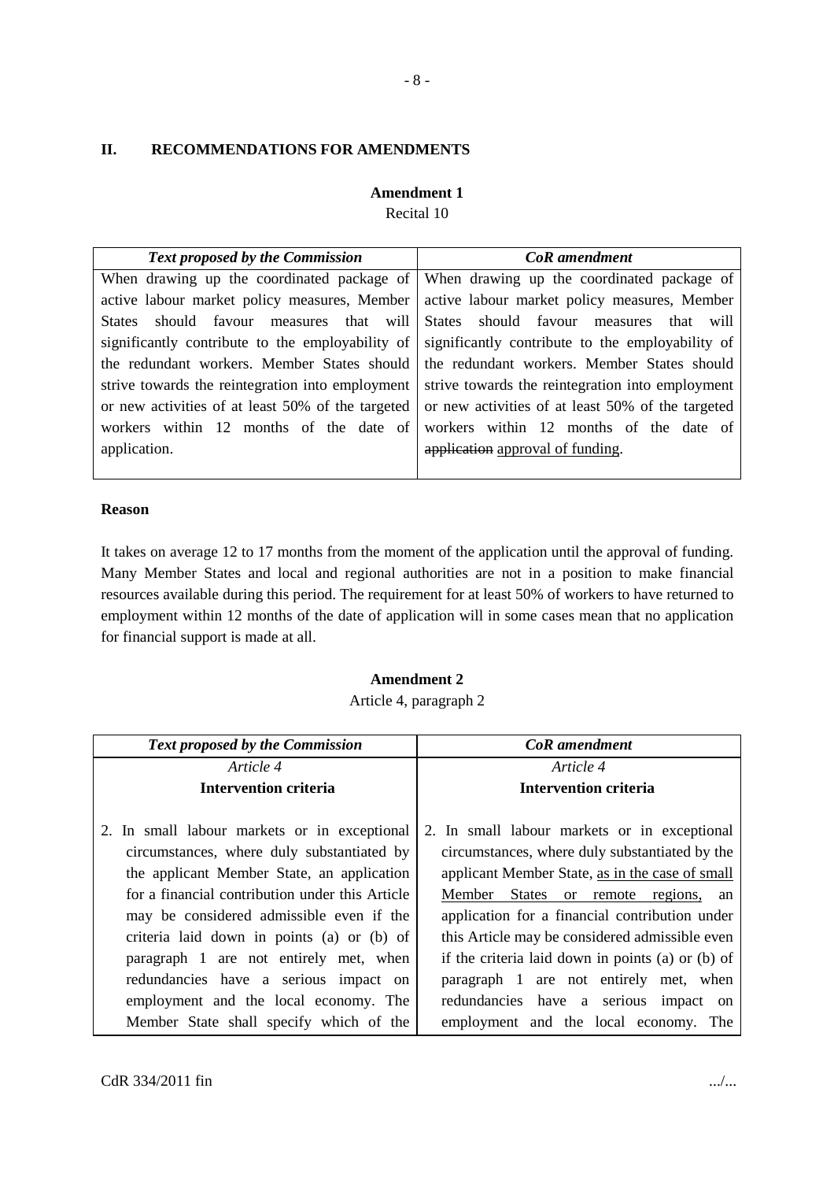## II. RECOMMENDATIONS FOR AMENDMENTS

**Amendment 1**

Recital 10

| *Text proposed by the Commission* | *CoR amendment* |
|---|---|
| When drawing up the coordinated package of active labour market policy measures, Member States should favour measures that will significantly contribute to the employability of the redundant workers. Member States should strive towards the reintegration into employment or new activities of at least 50% of the targeted workers within 12 months of the date of application. | When drawing up the coordinated package of active labour market policy measures, Member States should favour measures that will significantly contribute to the employability of the redundant workers. Member States should strive towards the reintegration into employment or new activities of at least 50% of the targeted workers within 12 months of the date of ~~application~~ <u>approval of funding</u>. |

**Reason**

It takes on average 12 to 17 months from the moment of the application until the approval of funding. Many Member States and local and regional authorities are not in a position to make financial resources available during this period. The requirement for at least 50% of workers to have returned to employment within 12 months of the date of application will in some cases mean that no application for financial support is made at all.

**Amendment 2**

Article 4, paragraph 2

| *Text proposed by the Commission* | *CoR amendment* |
|---|---|
| *Article 4*<br>**Intervention criteria**<br><br>2. In small labour markets or in exceptional circumstances, where duly substantiated by the applicant Member State, an application for a financial contribution under this Article may be considered admissible even if the criteria laid down in points (a) or (b) of paragraph 1 are not entirely met, when redundancies have a serious impact on employment and the local economy. The Member State shall specify which of the | *Article 4*<br>**Intervention criteria**<br><br>2. In small labour markets or in exceptional circumstances, where duly substantiated by the applicant Member State, <u>as in the case of small Member States or remote regions,</u> an application for a financial contribution under this Article may be considered admissible even if the criteria laid down in points (a) or (b) of paragraph 1 are not entirely met, when redundancies have a serious impact on employment and the local economy. The |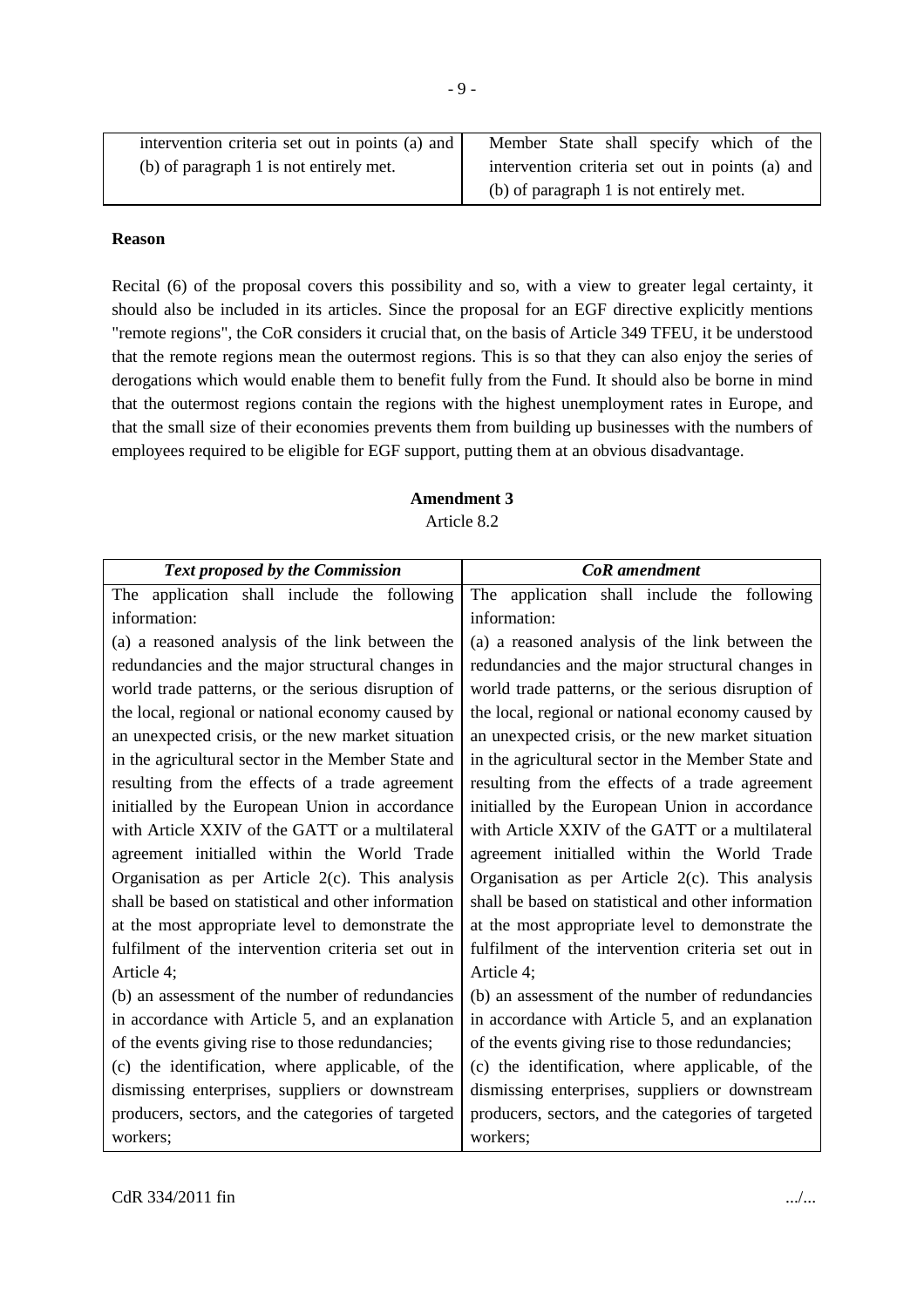| | |
|---|---|
| intervention criteria set out in points (a) and (b) of paragraph 1 is not entirely met. | Member State shall specify which of the intervention criteria set out in points (a) and (b) of paragraph 1 is not entirely met. |

**Reason**

Recital (6) of the proposal covers this possibility and so, with a view to greater legal certainty, it should also be included in its articles. Since the proposal for an EGF directive explicitly mentions "remote regions", the CoR considers it crucial that, on the basis of Article 349 TFEU, it be understood that the remote regions mean the outermost regions. This is so that they can also enjoy the series of derogations which would enable them to benefit fully from the Fund. It should also be borne in mind that the outermost regions contain the regions with the highest unemployment rates in Europe, and that the small size of their economies prevents them from building up businesses with the numbers of employees required to be eligible for EGF support, putting them at an obvious disadvantage.

**Amendment 3**

Article 8.2

| *Text proposed by the Commission* | *CoR amendment* |
|---|---|
| The application shall include the following information:<br>(a) a reasoned analysis of the link between the redundancies and the major structural changes in world trade patterns, or the serious disruption of the local, regional or national economy caused by an unexpected crisis, or the new market situation in the agricultural sector in the Member State and resulting from the effects of a trade agreement initialled by the European Union in accordance with Article XXIV of the GATT or a multilateral agreement initialled within the World Trade Organisation as per Article 2(c). This analysis shall be based on statistical and other information at the most appropriate level to demonstrate the fulfilment of the intervention criteria set out in Article 4;<br>(b) an assessment of the number of redundancies in accordance with Article 5, and an explanation of the events giving rise to those redundancies;<br>(c) the identification, where applicable, of the dismissing enterprises, suppliers or downstream producers, sectors, and the categories of targeted workers; | The application shall include the following information:<br>(a) a reasoned analysis of the link between the redundancies and the major structural changes in world trade patterns, or the serious disruption of the local, regional or national economy caused by an unexpected crisis, or the new market situation in the agricultural sector in the Member State and resulting from the effects of a trade agreement initialled by the European Union in accordance with Article XXIV of the GATT or a multilateral agreement initialled within the World Trade Organisation as per Article 2(c). This analysis shall be based on statistical and other information at the most appropriate level to demonstrate the fulfilment of the intervention criteria set out in Article 4;<br>(b) an assessment of the number of redundancies in accordance with Article 5, and an explanation of the events giving rise to those redundancies;<br>(c) the identification, where applicable, of the dismissing enterprises, suppliers or downstream producers, sectors, and the categories of targeted workers; |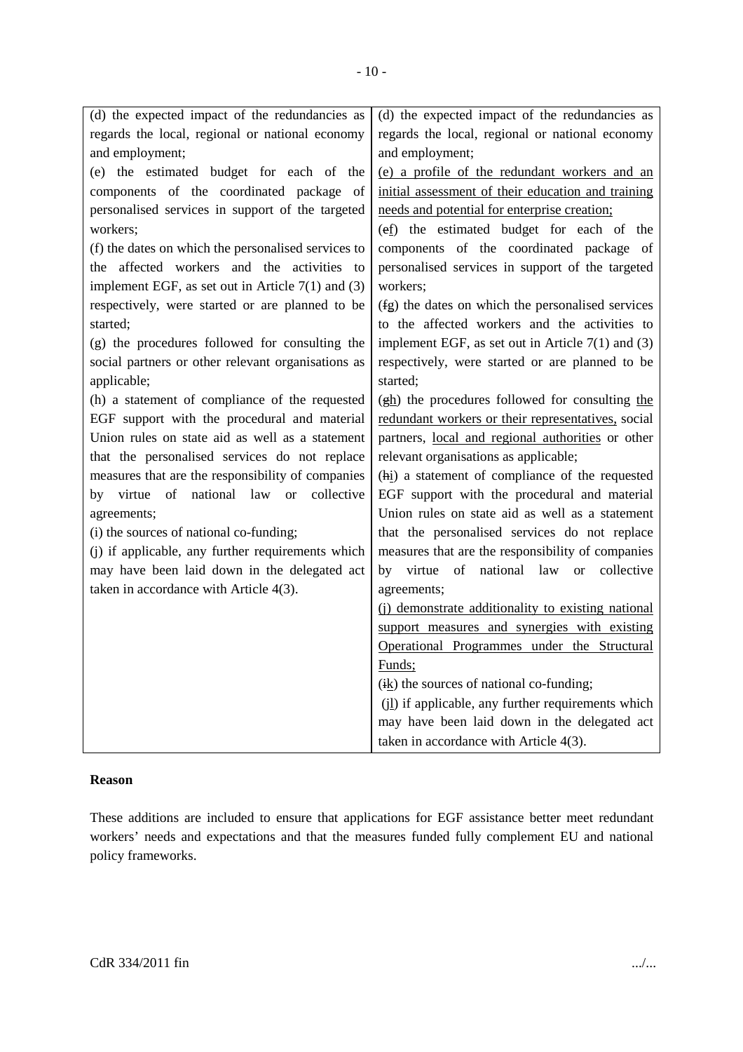| (d) the expected impact of the redundancies as regards the local, regional or national economy and employment;<br>(e) the estimated budget for each of the components of the coordinated package of personalised services in support of the targeted workers;<br>(f) the dates on which the personalised services to the affected workers and the activities to implement EGF, as set out in Article 7(1) and (3) respectively, were started or are planned to be started;<br>(g) the procedures followed for consulting the social partners or other relevant organisations as applicable;<br>(h) a statement of compliance of the requested EGF support with the procedural and material Union rules on state aid as well as a statement that the personalised services do not replace measures that are the responsibility of companies by virtue of national law or collective agreements;<br>(i) the sources of national co-funding;<br>(j) if applicable, any further requirements which may have been laid down in the delegated act taken in accordance with Article 4(3). | (d) the expected impact of the redundancies as regards the local, regional or national economy and employment;<br><u>(e) a profile of the redundant workers and an initial assessment of their education and training needs and potential for enterprise creation;</u><br>(~~e~~<u>f</u>) the estimated budget for each of the components of the coordinated package of personalised services in support of the targeted workers;<br>(~~f~~<u>g</u>) the dates on which the personalised services to the affected workers and the activities to implement EGF, as set out in Article 7(1) and (3) respectively, were started or are planned to be started;<br>(~~g~~<u>h</u>) the procedures followed for consulting <u>the redundant workers or their representatives,</u> social partners, <u>local and regional authorities</u> or other relevant organisations as applicable;<br>(~~h~~<u>i</u>) a statement of compliance of the requested EGF support with the procedural and material Union rules on state aid as well as a statement that the personalised services do not replace measures that are the responsibility of companies by virtue of national law or collective agreements;<br><u>(j) demonstrate additionality to existing national support measures and synergies with existing Operational Programmes under the Structural Funds;</u><br>(~~i~~<u>k</u>) the sources of national co-funding;<br>(~~j~~<u>l</u>) if applicable, any further requirements which may have been laid down in the delegated act taken in accordance with Article 4(3). |
|---|---|

**Reason**

These additions are included to ensure that applications for EGF assistance better meet redundant workers' needs and expectations and that the measures funded fully complement EU and national policy frameworks.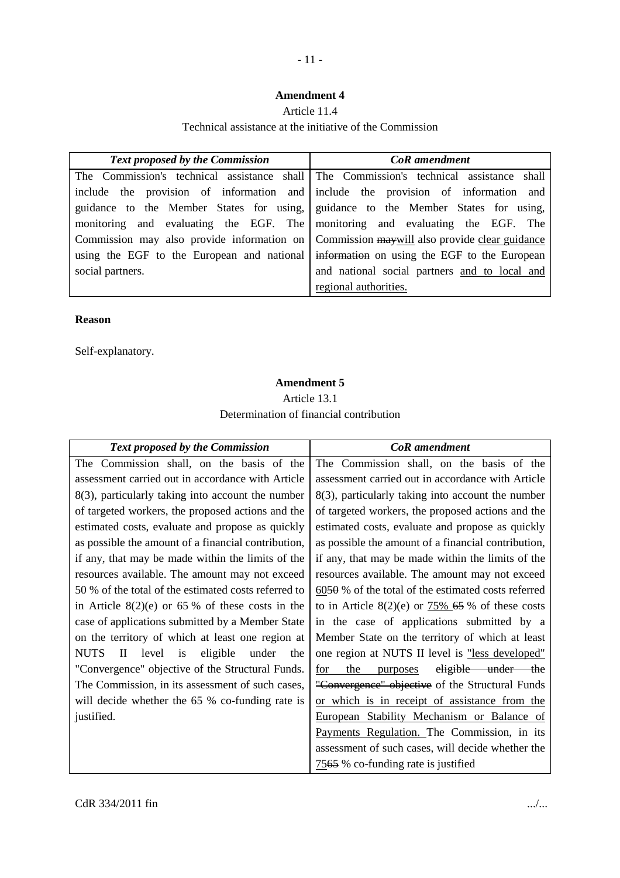**Amendment 4**

Article 11.4

Technical assistance at the initiative of the Commission

| *Text proposed by the Commission* | *CoR amendment* |
|---|---|
| The Commission's technical assistance shall include the provision of information and guidance to the Member States for using, monitoring and evaluating the EGF. The Commission may also provide information on using the EGF to the European and national social partners. | The Commission's technical assistance shall include the provision of information and guidance to the Member States for using, monitoring and evaluating the EGF. The Commission ~~may~~<u>will</u> also provide <u>clear guidance</u> ~~information~~ on using the EGF to the European and national social partners <u>and to local and regional authorities.</u> |

**Reason**

Self-explanatory.

**Amendment 5**

Article 13.1

Determination of financial contribution

| *Text proposed by the Commission* | *CoR amendment* |
|---|---|
| The Commission shall, on the basis of the assessment carried out in accordance with Article 8(3), particularly taking into account the number of targeted workers, the proposed actions and the estimated costs, evaluate and propose as quickly as possible the amount of a financial contribution, if any, that may be made within the limits of the resources available. The amount may not exceed 50 % of the total of the estimated costs referred to in Article 8(2)(e) or 65 % of these costs in the case of applications submitted by a Member State on the territory of which at least one region at NUTS II level is eligible under the "Convergence" objective of the Structural Funds. The Commission, in its assessment of such cases, will decide whether the 65 % co-funding rate is justified. | The Commission shall, on the basis of the assessment carried out in accordance with Article 8(3), particularly taking into account the number of targeted workers, the proposed actions and the estimated costs, evaluate and propose as quickly as possible the amount of a financial contribution, if any, that may be made within the limits of the resources available. The amount may not exceed <u>60</u>~~50~~ % of the total of the estimated costs referred to in Article 8(2)(e) or <u>75%</u> ~~65~~ % of these costs in the case of applications submitted by a Member State on the territory of which at least one region at NUTS II level is <u>"less developed" for the purposes</u> ~~eligible under the "Convergence" objective~~ of the Structural Funds <u>or which is in receipt of assistance from the European Stability Mechanism or Balance of Payments Regulation.</u> The Commission, in its assessment of such cases, will decide whether the <u>75</u>~~65~~ % co-funding rate is justified |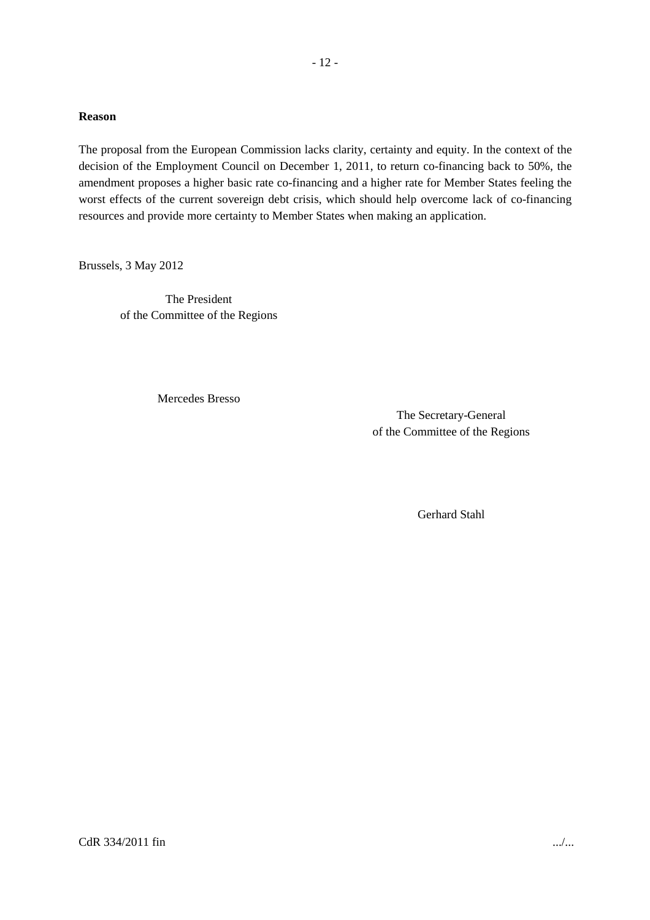**Reason**

The proposal from the European Commission lacks clarity, certainty and equity. In the context of the decision of the Employment Council on December 1, 2011, to return co-financing back to 50%, the amendment proposes a higher basic rate co-financing and a higher rate for Member States feeling the worst effects of the current sovereign debt crisis, which should help overcome lack of co-financing resources and provide more certainty to Member States when making an application.

Brussels, 3 May 2012

The President
of the Committee of the Regions

Mercedes Bresso

The Secretary-General
of the Committee of the Regions

Gerhard Stahl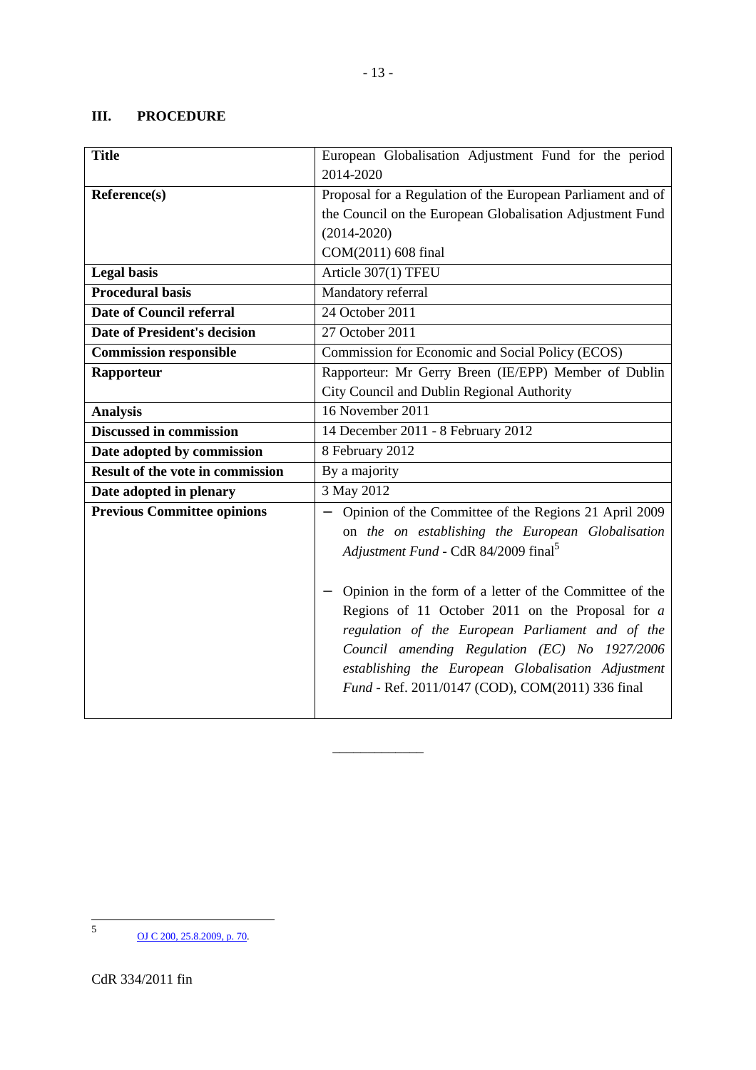## III. PROCEDURE

| | |
|---|---|
| **Title** | European Globalisation Adjustment Fund for the period 2014-2020 |
| **Reference(s)** | Proposal for a Regulation of the European Parliament and of the Council on the European Globalisation Adjustment Fund (2014-2020)<br>COM(2011) 608 final |
| **Legal basis** | Article 307(1) TFEU |
| **Procedural basis** | Mandatory referral |
| **Date of Council referral** | 24 October 2011 |
| **Date of President's decision** | 27 October 2011 |
| **Commission responsible** | Commission for Economic and Social Policy (ECOS) |
| **Rapporteur** | Rapporteur: Mr Gerry Breen (IE/EPP) Member of Dublin City Council and Dublin Regional Authority |
| **Analysis** | 16 November 2011 |
| **Discussed in commission** | 14 December 2011 - 8 February 2012 |
| **Date adopted by commission** | 8 February 2012 |
| **Result of the vote in commission** | By a majority |
| **Date adopted in plenary** | 3 May 2012 |
| **Previous Committee opinions** | − Opinion of the Committee of the Regions 21 April 2009 on *the on establishing the European Globalisation Adjustment Fund* - CdR 84/2009 final[5]<br><br>− Opinion in the form of a letter of the Committee of the Regions of 11 October 2011 on the Proposal for *a regulation of the European Parliament and of the Council amending Regulation (EC) No 1927/2006 establishing the European Globalisation Adjustment Fund* - Ref. 2011/0147 (COD), COM(2011) 336 final |

_____________

[5] OJ C 200, 25.8.2009, p. 70.